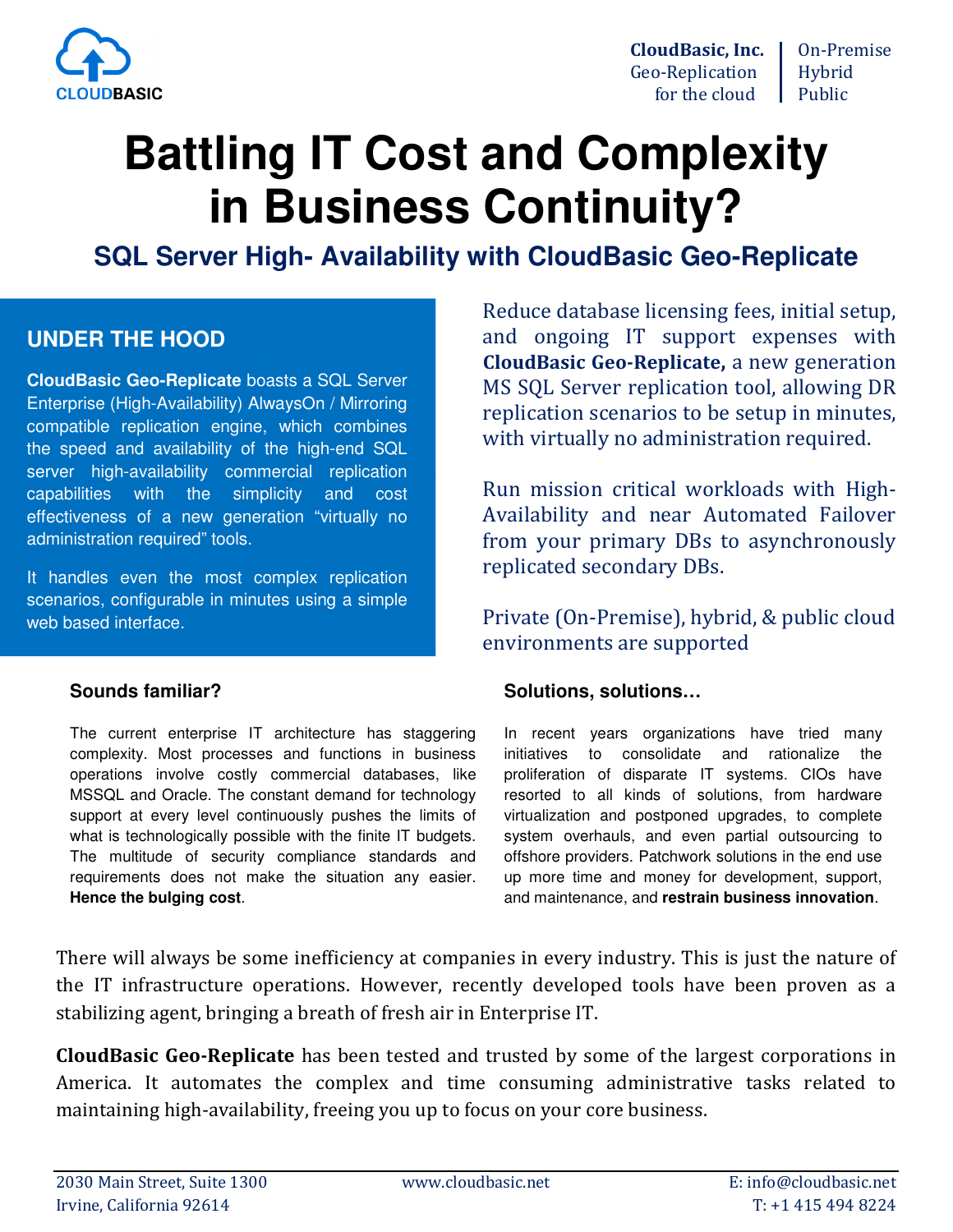CLOUDBASIC

**CloudBasic, Inc.**
Geo-Replication
for the cloud

On-Premise
Hybrid
Public

# Battling IT Cost and Complexity in Business Continuity?

## SQL Server High- Availability with CloudBasic Geo-Replicate

### UNDER THE HOOD

**CloudBasic Geo-Replicate** boasts a SQL Server Enterprise (High-Availability) AlwaysOn / Mirroring compatible replication engine, which combines the speed and availability of the high-end SQL server high-availability commercial replication capabilities with the simplicity and cost effectiveness of a new generation "virtually no administration required" tools.

It handles even the most complex replication scenarios, configurable in minutes using a simple web based interface.

Reduce database licensing fees, initial setup, and ongoing IT support expenses with **CloudBasic Geo-Replicate,** a new generation MS SQL Server replication tool, allowing DR replication scenarios to be setup in minutes, with virtually no administration required.

Run mission critical workloads with High-Availability and near Automated Failover from your primary DBs to asynchronously replicated secondary DBs.

Private (On-Premise), hybrid, & public cloud environments are supported

### Sounds familiar?

The current enterprise IT architecture has staggering complexity. Most processes and functions in business operations involve costly commercial databases, like MSSQL and Oracle. The constant demand for technology support at every level continuously pushes the limits of what is technologically possible with the finite IT budgets. The multitude of security compliance standards and requirements does not make the situation any easier. **Hence the bulging cost**.

### Solutions, solutions…

In recent years organizations have tried many initiatives to consolidate and rationalize the proliferation of disparate IT systems. CIOs have resorted to all kinds of solutions, from hardware virtualization and postponed upgrades, to complete system overhauls, and even partial outsourcing to offshore providers. Patchwork solutions in the end use up more time and money for development, support, and maintenance, and **restrain business innovation**.

There will always be some inefficiency at companies in every industry. This is just the nature of the IT infrastructure operations. However, recently developed tools have been proven as a stabilizing agent, bringing a breath of fresh air in Enterprise IT.

**CloudBasic Geo-Replicate** has been tested and trusted by some of the largest corporations in America. It automates the complex and time consuming administrative tasks related to maintaining high-availability, freeing you up to focus on your core business.

2030 Main Street, Suite 1300
Irvine, California 92614

www.cloudbasic.net

E: info@cloudbasic.net
T: +1 415 494 8224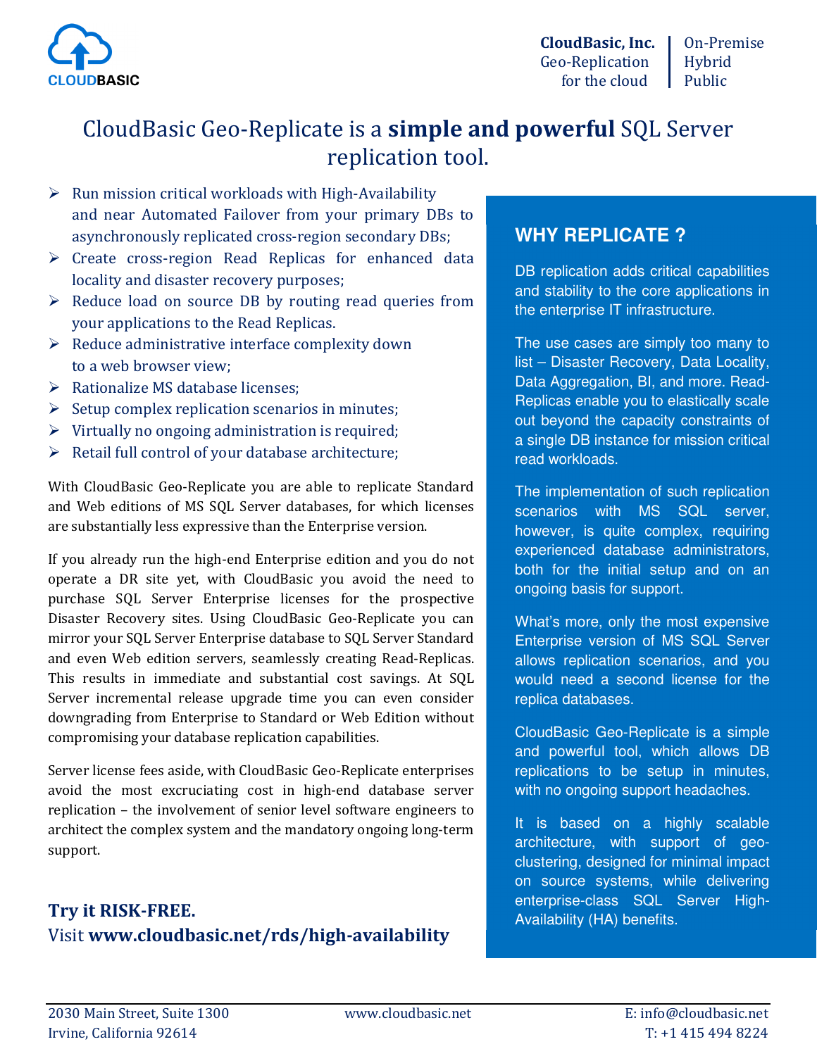CLOUDBASIC

**CloudBasic, Inc.**
Geo-Replication for the cloud

On-Premise
Hybrid
Public

# CloudBasic Geo-Replicate is a **simple and powerful** SQL Server replication tool.

- Run mission critical workloads with High-Availability and near Automated Failover from your primary DBs to asynchronously replicated cross-region secondary DBs;
- Create cross-region Read Replicas for enhanced data locality and disaster recovery purposes;
- Reduce load on source DB by routing read queries from your applications to the Read Replicas.
- Reduce administrative interface complexity down to a web browser view;
- Rationalize MS database licenses;
- Setup complex replication scenarios in minutes;
- Virtually no ongoing administration is required;
- Retail full control of your database architecture;

With CloudBasic Geo-Replicate you are able to replicate Standard and Web editions of MS SQL Server databases, for which licenses are substantially less expressive than the Enterprise version.

If you already run the high-end Enterprise edition and you do not operate a DR site yet, with CloudBasic you avoid the need to purchase SQL Server Enterprise licenses for the prospective Disaster Recovery sites. Using CloudBasic Geo-Replicate you can mirror your SQL Server Enterprise database to SQL Server Standard and even Web edition servers, seamlessly creating Read-Replicas. This results in immediate and substantial cost savings. At SQL Server incremental release upgrade time you can even consider downgrading from Enterprise to Standard or Web Edition without compromising your database replication capabilities.

Server license fees aside, with CloudBasic Geo-Replicate enterprises avoid the most excruciating cost in high-end database server replication – the involvement of senior level software engineers to architect the complex system and the mandatory ongoing long-term support.

**Try it RISK-FREE.**
Visit **www.cloudbasic.net/rds/high-availability**

## WHY REPLICATE ?

DB replication adds critical capabilities and stability to the core applications in the enterprise IT infrastructure.

The use cases are simply too many to list – Disaster Recovery, Data Locality, Data Aggregation, BI, and more. Read-Replicas enable you to elastically scale out beyond the capacity constraints of a single DB instance for mission critical read workloads.

The implementation of such replication scenarios with MS SQL server, however, is quite complex, requiring experienced database administrators, both for the initial setup and on an ongoing basis for support.

What's more, only the most expensive Enterprise version of MS SQL Server allows replication scenarios, and you would need a second license for the replica databases.

CloudBasic Geo-Replicate is a simple and powerful tool, which allows DB replications to be setup in minutes, with no ongoing support headaches.

It is based on a highly scalable architecture, with support of geo-clustering, designed for minimal impact on source systems, while delivering enterprise-class SQL Server High-Availability (HA) benefits.

2030 Main Street, Suite 1300
Irvine, California 92614

www.cloudbasic.net

E: info@cloudbasic.net
T: +1 415 494 8224